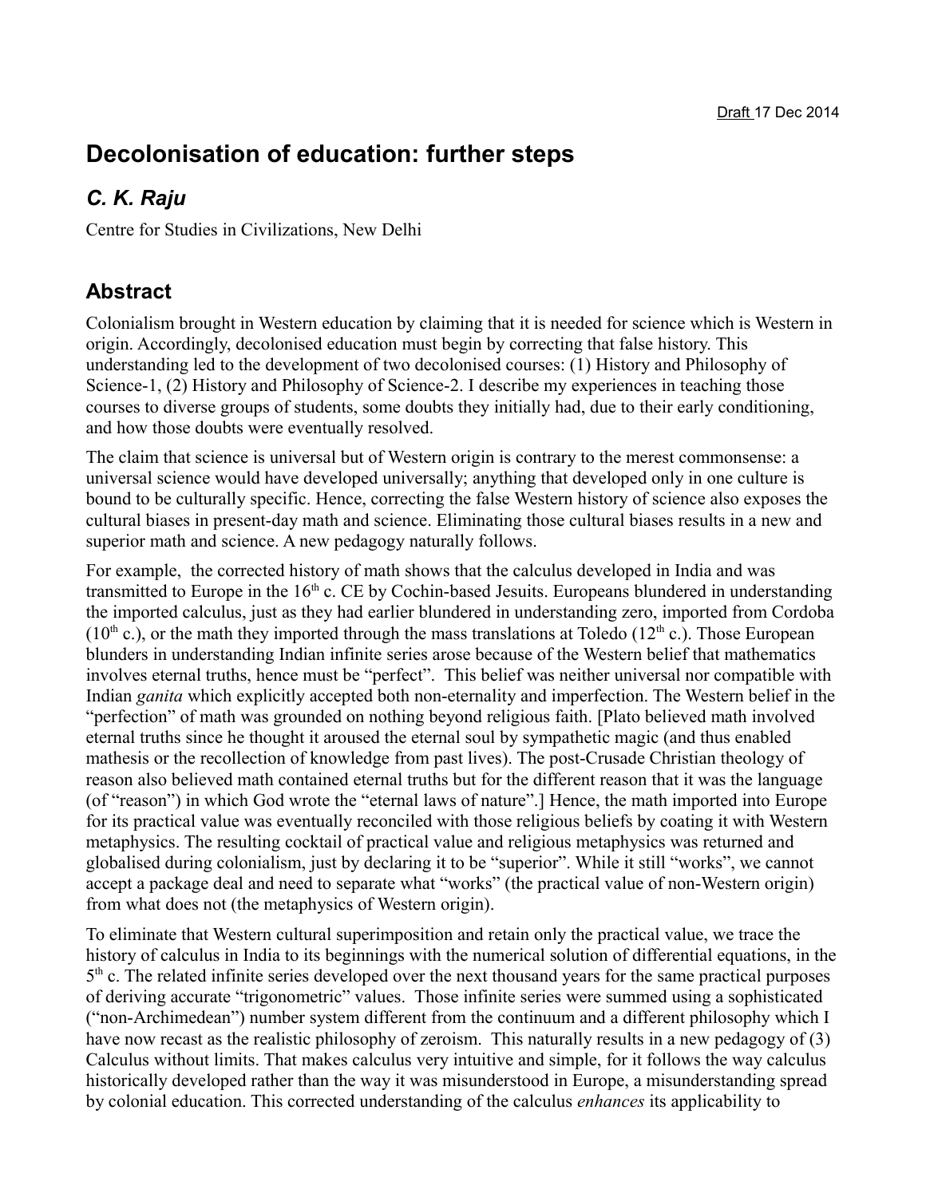Draft 17 Dec 2014

# Decolonisation of education: further steps

## *C. K. Raju*

Centre for Studies in Civilizations, New Delhi

## Abstract

Colonialism brought in Western education by claiming that it is needed for science which is Western in origin. Accordingly, decolonised education must begin by correcting that false history. This understanding led to the development of two decolonised courses: (1) History and Philosophy of Science-1, (2) History and Philosophy of Science-2. I describe my experiences in teaching those courses to diverse groups of students, some doubts they initially had, due to their early conditioning, and how those doubts were eventually resolved.

The claim that science is universal but of Western origin is contrary to the merest commonsense: a universal science would have developed universally; anything that developed only in one culture is bound to be culturally specific. Hence, correcting the false Western history of science also exposes the cultural biases in present-day math and science. Eliminating those cultural biases results in a new and superior math and science. A new pedagogy naturally follows.

For example, the corrected history of math shows that the calculus developed in India and was transmitted to Europe in the 16th c. CE by Cochin-based Jesuits. Europeans blundered in understanding the imported calculus, just as they had earlier blundered in understanding zero, imported from Cordoba (10th c.), or the math they imported through the mass translations at Toledo (12th c.). Those European blunders in understanding Indian infinite series arose because of the Western belief that mathematics involves eternal truths, hence must be "perfect". This belief was neither universal nor compatible with Indian *ganita* which explicitly accepted both non-eternality and imperfection. The Western belief in the "perfection" of math was grounded on nothing beyond religious faith. [Plato believed math involved eternal truths since he thought it aroused the eternal soul by sympathetic magic (and thus enabled mathesis or the recollection of knowledge from past lives). The post-Crusade Christian theology of reason also believed math contained eternal truths but for the different reason that it was the language (of "reason") in which God wrote the "eternal laws of nature".] Hence, the math imported into Europe for its practical value was eventually reconciled with those religious beliefs by coating it with Western metaphysics. The resulting cocktail of practical value and religious metaphysics was returned and globalised during colonialism, just by declaring it to be "superior". While it still "works", we cannot accept a package deal and need to separate what "works" (the practical value of non-Western origin) from what does not (the metaphysics of Western origin).

To eliminate that Western cultural superimposition and retain only the practical value, we trace the history of calculus in India to its beginnings with the numerical solution of differential equations, in the 5th c. The related infinite series developed over the next thousand years for the same practical purposes of deriving accurate "trigonometric" values. Those infinite series were summed using a sophisticated ("non-Archimedean") number system different from the continuum and a different philosophy which I have now recast as the realistic philosophy of zeroism. This naturally results in a new pedagogy of (3) Calculus without limits. That makes calculus very intuitive and simple, for it follows the way calculus historically developed rather than the way it was misunderstood in Europe, a misunderstanding spread by colonial education. This corrected understanding of the calculus *enhances* its applicability to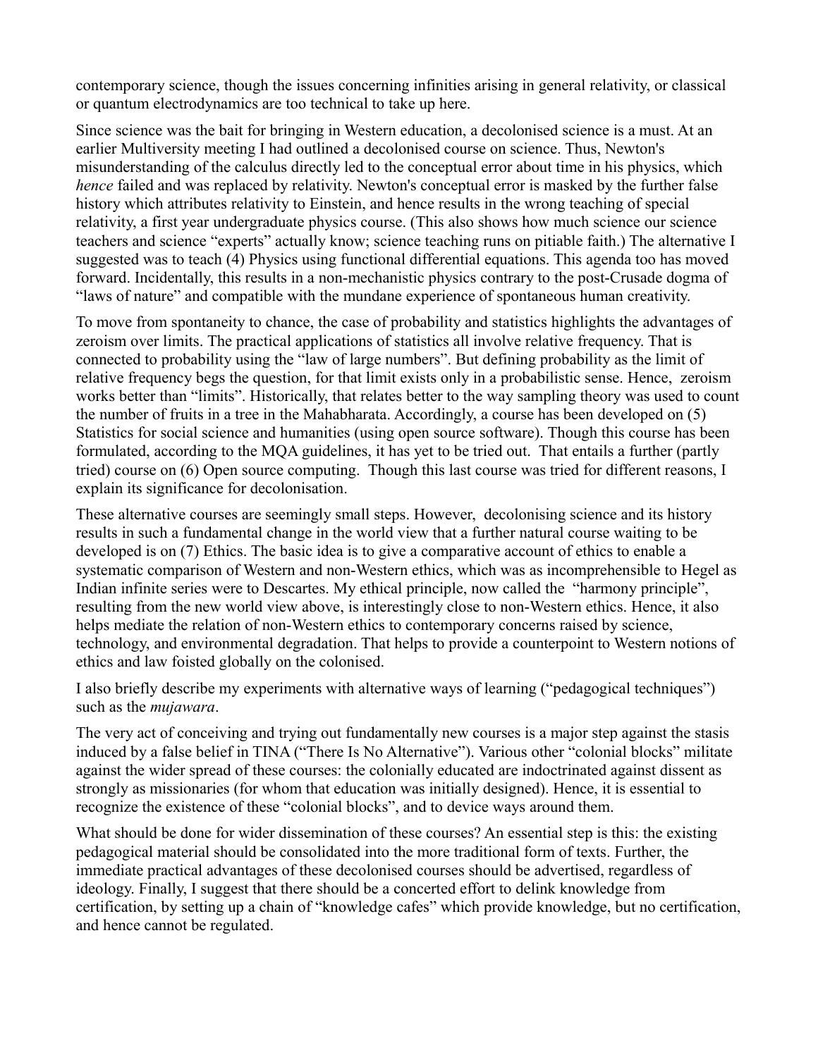contemporary science, though the issues concerning infinities arising in general relativity, or classical or quantum electrodynamics are too technical to take up here.

Since science was the bait for bringing in Western education, a decolonised science is a must. At an earlier Multiversity meeting I had outlined a decolonised course on science. Thus, Newton's misunderstanding of the calculus directly led to the conceptual error about time in his physics, which *hence* failed and was replaced by relativity. Newton's conceptual error is masked by the further false history which attributes relativity to Einstein, and hence results in the wrong teaching of special relativity, a first year undergraduate physics course. (This also shows how much science our science teachers and science "experts" actually know; science teaching runs on pitiable faith.) The alternative I suggested was to teach (4) Physics using functional differential equations. This agenda too has moved forward. Incidentally, this results in a non-mechanistic physics contrary to the post-Crusade dogma of "laws of nature" and compatible with the mundane experience of spontaneous human creativity.

To move from spontaneity to chance, the case of probability and statistics highlights the advantages of zeroism over limits. The practical applications of statistics all involve relative frequency. That is connected to probability using the "law of large numbers". But defining probability as the limit of relative frequency begs the question, for that limit exists only in a probabilistic sense. Hence, zeroism works better than "limits". Historically, that relates better to the way sampling theory was used to count the number of fruits in a tree in the Mahabharata. Accordingly, a course has been developed on (5) Statistics for social science and humanities (using open source software). Though this course has been formulated, according to the MQA guidelines, it has yet to be tried out. That entails a further (partly tried) course on (6) Open source computing. Though this last course was tried for different reasons, I explain its significance for decolonisation.

These alternative courses are seemingly small steps. However, decolonising science and its history results in such a fundamental change in the world view that a further natural course waiting to be developed is on (7) Ethics. The basic idea is to give a comparative account of ethics to enable a systematic comparison of Western and non-Western ethics, which was as incomprehensible to Hegel as Indian infinite series were to Descartes. My ethical principle, now called the "harmony principle", resulting from the new world view above, is interestingly close to non-Western ethics. Hence, it also helps mediate the relation of non-Western ethics to contemporary concerns raised by science, technology, and environmental degradation. That helps to provide a counterpoint to Western notions of ethics and law foisted globally on the colonised.

I also briefly describe my experiments with alternative ways of learning ("pedagogical techniques") such as the *mujawara*.

The very act of conceiving and trying out fundamentally new courses is a major step against the stasis induced by a false belief in TINA ("There Is No Alternative"). Various other "colonial blocks" militate against the wider spread of these courses: the colonially educated are indoctrinated against dissent as strongly as missionaries (for whom that education was initially designed). Hence, it is essential to recognize the existence of these "colonial blocks", and to device ways around them.

What should be done for wider dissemination of these courses? An essential step is this: the existing pedagogical material should be consolidated into the more traditional form of texts. Further, the immediate practical advantages of these decolonised courses should be advertised, regardless of ideology. Finally, I suggest that there should be a concerted effort to delink knowledge from certification, by setting up a chain of "knowledge cafes" which provide knowledge, but no certification, and hence cannot be regulated.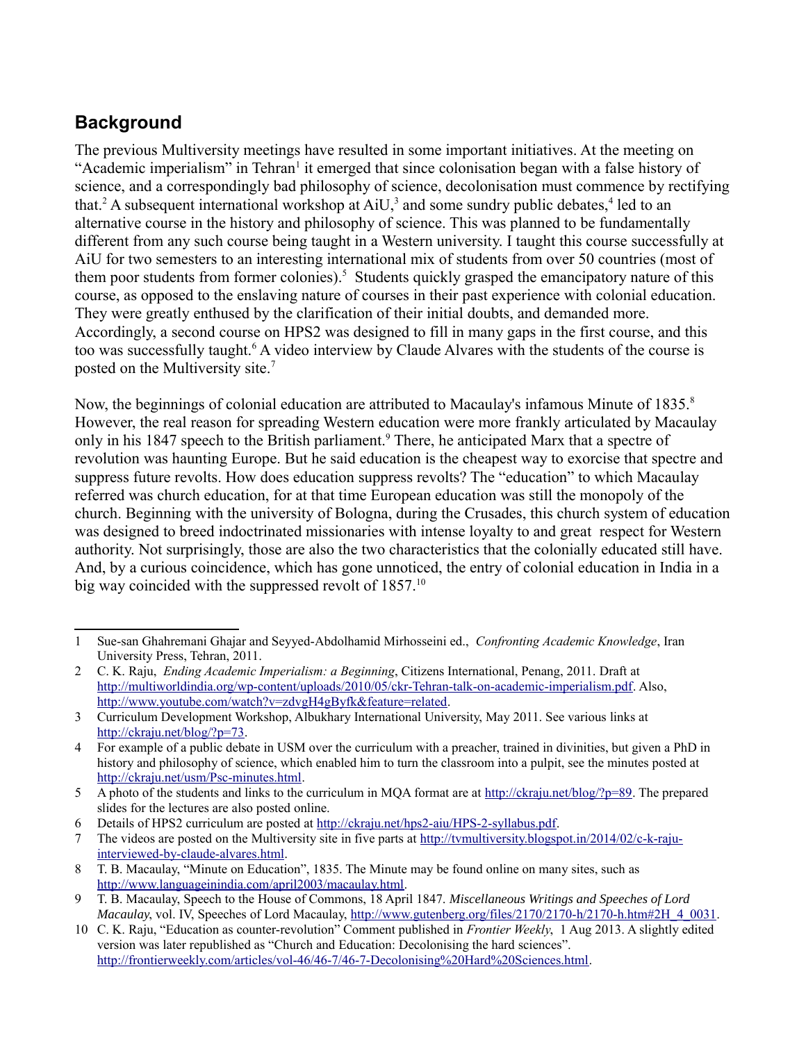## Background

The previous Multiversity meetings have resulted in some important initiatives. At the meeting on "Academic imperialism" in Tehran[1] it emerged that since colonisation began with a false history of science, and a correspondingly bad philosophy of science, decolonisation must commence by rectifying that.[2] A subsequent international workshop at AiU,[3] and some sundry public debates,[4] led to an alternative course in the history and philosophy of science. This was planned to be fundamentally different from any such course being taught in a Western university. I taught this course successfully at AiU for two semesters to an interesting international mix of students from over 50 countries (most of them poor students from former colonies).[5] Students quickly grasped the emancipatory nature of this course, as opposed to the enslaving nature of courses in their past experience with colonial education. They were greatly enthused by the clarification of their initial doubts, and demanded more. Accordingly, a second course on HPS2 was designed to fill in many gaps in the first course, and this too was successfully taught.[6] A video interview by Claude Alvares with the students of the course is posted on the Multiversity site.[7]

Now, the beginnings of colonial education are attributed to Macaulay's infamous Minute of 1835.[8] However, the real reason for spreading Western education were more frankly articulated by Macaulay only in his 1847 speech to the British parliament.[9] There, he anticipated Marx that a spectre of revolution was haunting Europe. But he said education is the cheapest way to exorcise that spectre and suppress future revolts. How does education suppress revolts? The "education" to which Macaulay referred was church education, for at that time European education was still the monopoly of the church. Beginning with the university of Bologna, during the Crusades, this church system of education was designed to breed indoctrinated missionaries with intense loyalty to and great respect for Western authority. Not surprisingly, those are also the two characteristics that the colonially educated still have. And, by a curious coincidence, which has gone unnoticed, the entry of colonial education in India in a big way coincided with the suppressed revolt of 1857.[10]

---

1 Sue-san Ghahremani Ghajar and Seyyed-Abdolhamid Mirhosseini ed., *Confronting Academic Knowledge*, Iran University Press, Tehran, 2011.

2 C. K. Raju, *Ending Academic Imperialism: a Beginning*, Citizens International, Penang, 2011. Draft at http://multiworldindia.org/wp-content/uploads/2010/05/ckr-Tehran-talk-on-academic-imperialism.pdf. Also, http://www.youtube.com/watch?v=zdvgH4gByfk&feature=related.

3 Curriculum Development Workshop, Albukhary International University, May 2011. See various links at http://ckraju.net/blog/?p=73.

4 For example of a public debate in USM over the curriculum with a preacher, trained in divinities, but given a PhD in history and philosophy of science, which enabled him to turn the classroom into a pulpit, see the minutes posted at http://ckraju.net/usm/Psc-minutes.html.

5 A photo of the students and links to the curriculum in MQA format are at http://ckraju.net/blog/?p=89. The prepared slides for the lectures are also posted online.

6 Details of HPS2 curriculum are posted at http://ckraju.net/hps2-aiu/HPS-2-syllabus.pdf.

7 The videos are posted on the Multiversity site in five parts at http://tvmultiversity.blogspot.in/2014/02/c-k-raju-interviewed-by-claude-alvares.html.

8 T. B. Macaulay, "Minute on Education", 1835. The Minute may be found online on many sites, such as http://www.languageinindia.com/april2003/macaulay.html.

9 T. B. Macaulay, Speech to the House of Commons, 18 April 1847. *Miscellaneous Writings and Speeches of Lord Macaulay*, vol. IV, Speeches of Lord Macaulay, http://www.gutenberg.org/files/2170/2170-h/2170-h.htm#2H_4_0031.

10 C. K. Raju, "Education as counter-revolution" Comment published in *Frontier Weekly*, 1 Aug 2013. A slightly edited version was later republished as "Church and Education: Decolonising the hard sciences". http://frontierweekly.com/articles/vol-46/46-7/46-7-Decolonising%20Hard%20Sciences.html.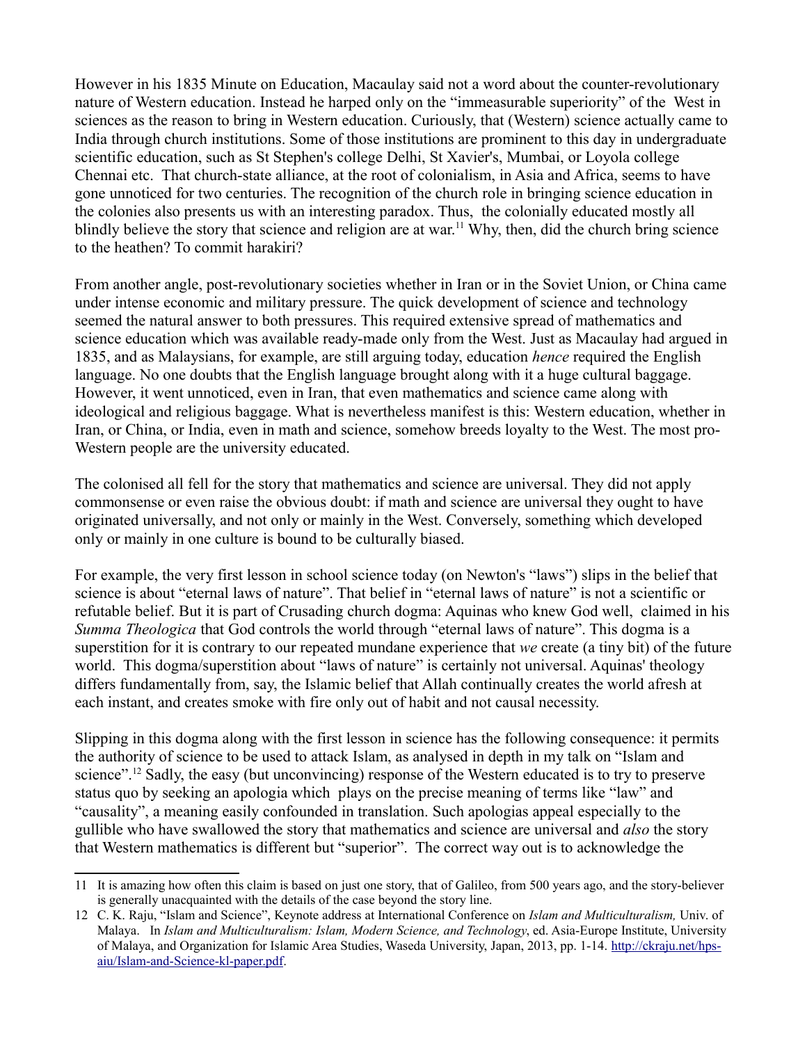However in his 1835 Minute on Education, Macaulay said not a word about the counter-revolutionary nature of Western education. Instead he harped only on the "immeasurable superiority" of the West in sciences as the reason to bring in Western education. Curiously, that (Western) science actually came to India through church institutions. Some of those institutions are prominent to this day in undergraduate scientific education, such as St Stephen's college Delhi, St Xavier's, Mumbai, or Loyola college Chennai etc. That church-state alliance, at the root of colonialism, in Asia and Africa, seems to have gone unnoticed for two centuries. The recognition of the church role in bringing science education in the colonies also presents us with an interesting paradox. Thus, the colonially educated mostly all blindly believe the story that science and religion are at war.[11] Why, then, did the church bring science to the heathen? To commit harakiri?

From another angle, post-revolutionary societies whether in Iran or in the Soviet Union, or China came under intense economic and military pressure. The quick development of science and technology seemed the natural answer to both pressures. This required extensive spread of mathematics and science education which was available ready-made only from the West. Just as Macaulay had argued in 1835, and as Malaysians, for example, are still arguing today, education *hence* required the English language. No one doubts that the English language brought along with it a huge cultural baggage. However, it went unnoticed, even in Iran, that even mathematics and science came along with ideological and religious baggage. What is nevertheless manifest is this: Western education, whether in Iran, or China, or India, even in math and science, somehow breeds loyalty to the West. The most pro-Western people are the university educated.

The colonised all fell for the story that mathematics and science are universal. They did not apply commonsense or even raise the obvious doubt: if math and science are universal they ought to have originated universally, and not only or mainly in the West. Conversely, something which developed only or mainly in one culture is bound to be culturally biased.

For example, the very first lesson in school science today (on Newton's "laws") slips in the belief that science is about "eternal laws of nature". That belief in "eternal laws of nature" is not a scientific or refutable belief. But it is part of Crusading church dogma: Aquinas who knew God well, claimed in his *Summa Theologica* that God controls the world through "eternal laws of nature". This dogma is a superstition for it is contrary to our repeated mundane experience that *we* create (a tiny bit) of the future world. This dogma/superstition about "laws of nature" is certainly not universal. Aquinas' theology differs fundamentally from, say, the Islamic belief that Allah continually creates the world afresh at each instant, and creates smoke with fire only out of habit and not causal necessity.

Slipping in this dogma along with the first lesson in science has the following consequence: it permits the authority of science to be used to attack Islam, as analysed in depth in my talk on "Islam and science".[12] Sadly, the easy (but unconvincing) response of the Western educated is to try to preserve status quo by seeking an apologia which plays on the precise meaning of terms like "law" and "causality", a meaning easily confounded in translation. Such apologias appeal especially to the gullible who have swallowed the story that mathematics and science are universal and *also* the story that Western mathematics is different but "superior". The correct way out is to acknowledge the

---

11 It is amazing how often this claim is based on just one story, that of Galileo, from 500 years ago, and the story-believer is generally unacquainted with the details of the case beyond the story line.

12 C. K. Raju, "Islam and Science", Keynote address at International Conference on *Islam and Multiculturalism,* Univ. of Malaya. In *Islam and Multiculturalism: Islam, Modern Science, and Technology*, ed. Asia-Europe Institute, University of Malaya, and Organization for Islamic Area Studies, Waseda University, Japan, 2013, pp. 1-14. http://ckraju.net/hps-aiu/Islam-and-Science-kl-paper.pdf.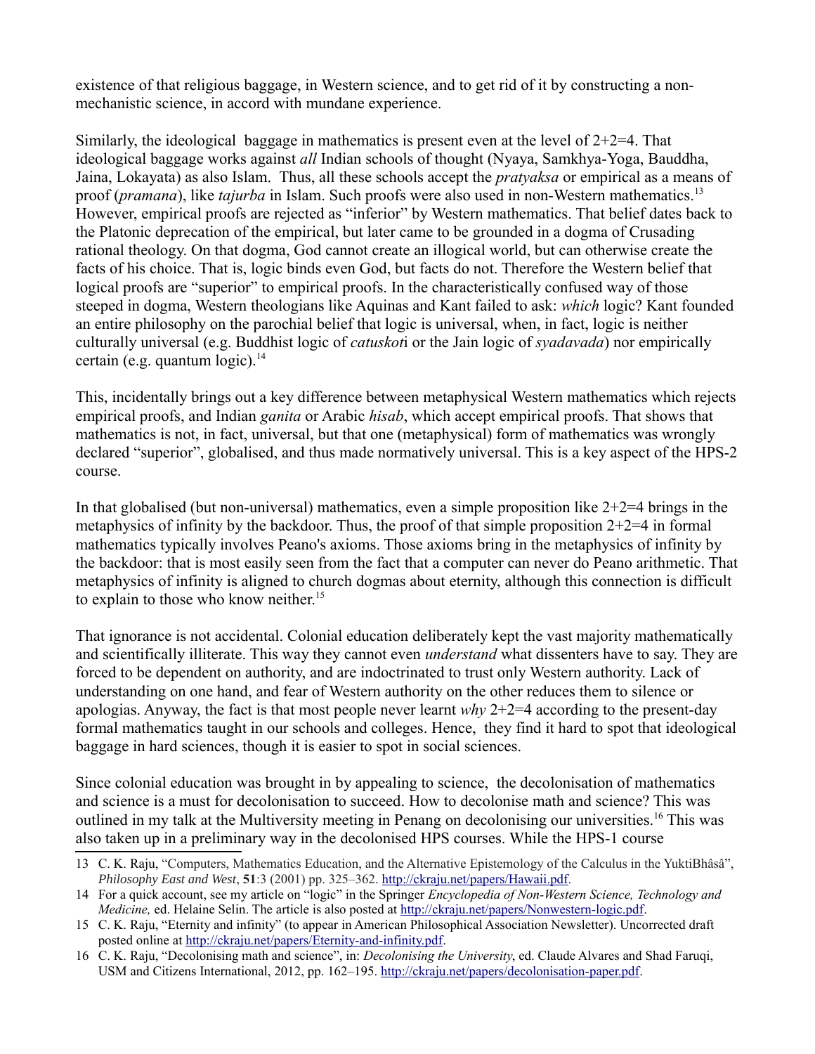existence of that religious baggage, in Western science, and to get rid of it by constructing a non-mechanistic science, in accord with mundane experience.

Similarly, the ideological baggage in mathematics is present even at the level of 2+2=4. That ideological baggage works against *all* Indian schools of thought (Nyaya, Samkhya-Yoga, Bauddha, Jaina, Lokayata) as also Islam. Thus, all these schools accept the *pratyaksa* or empirical as a means of proof (*pramana*), like *tajurba* in Islam. Such proofs were also used in non-Western mathematics.[13] However, empirical proofs are rejected as "inferior" by Western mathematics. That belief dates back to the Platonic deprecation of the empirical, but later came to be grounded in a dogma of Crusading rational theology. On that dogma, God cannot create an illogical world, but can otherwise create the facts of his choice. That is, logic binds even God, but facts do not. Therefore the Western belief that logical proofs are "superior" to empirical proofs. In the characteristically confused way of those steeped in dogma, Western theologians like Aquinas and Kant failed to ask: *which* logic? Kant founded an entire philosophy on the parochial belief that logic is universal, when, in fact, logic is neither culturally universal (e.g. Buddhist logic of *catuskot*i or the Jain logic of *syadavada*) nor empirically certain (e.g. quantum logic).[14]

This, incidentally brings out a key difference between metaphysical Western mathematics which rejects empirical proofs, and Indian *ganita* or Arabic *hisab*, which accept empirical proofs. That shows that mathematics is not, in fact, universal, but that one (metaphysical) form of mathematics was wrongly declared "superior", globalised, and thus made normatively universal. This is a key aspect of the HPS-2 course.

In that globalised (but non-universal) mathematics, even a simple proposition like 2+2=4 brings in the metaphysics of infinity by the backdoor. Thus, the proof of that simple proposition 2+2=4 in formal mathematics typically involves Peano's axioms. Those axioms bring in the metaphysics of infinity by the backdoor: that is most easily seen from the fact that a computer can never do Peano arithmetic. That metaphysics of infinity is aligned to church dogmas about eternity, although this connection is difficult to explain to those who know neither.[15]

That ignorance is not accidental. Colonial education deliberately kept the vast majority mathematically and scientifically illiterate. This way they cannot even *understand* what dissenters have to say. They are forced to be dependent on authority, and are indoctrinated to trust only Western authority. Lack of understanding on one hand, and fear of Western authority on the other reduces them to silence or apologias. Anyway, the fact is that most people never learnt *why* 2+2=4 according to the present-day formal mathematics taught in our schools and colleges. Hence, they find it hard to spot that ideological baggage in hard sciences, though it is easier to spot in social sciences.

Since colonial education was brought in by appealing to science, the decolonisation of mathematics and science is a must for decolonisation to succeed. How to decolonise math and science? This was outlined in my talk at the Multiversity meeting in Penang on decolonising our universities.[16] This was also taken up in a preliminary way in the decolonised HPS courses. While the HPS-1 course

---

13 C. K. Raju, "Computers, Mathematics Education, and the Alternative Epistemology of the Calculus in the YuktiBhâsâ", *Philosophy East and West*, **51**:3 (2001) pp. 325–362. http://ckraju.net/papers/Hawaii.pdf.

14 For a quick account, see my article on "logic" in the Springer *Encyclopedia of Non-Western Science, Technology and Medicine,* ed. Helaine Selin. The article is also posted at http://ckraju.net/papers/Nonwestern-logic.pdf.

15 C. K. Raju, "Eternity and infinity" (to appear in American Philosophical Association Newsletter). Uncorrected draft posted online at http://ckraju.net/papers/Eternity-and-infinity.pdf.

16 C. K. Raju, "Decolonising math and science", in: *Decolonising the University*, ed. Claude Alvares and Shad Faruqi, USM and Citizens International, 2012, pp. 162–195. http://ckraju.net/papers/decolonisation-paper.pdf.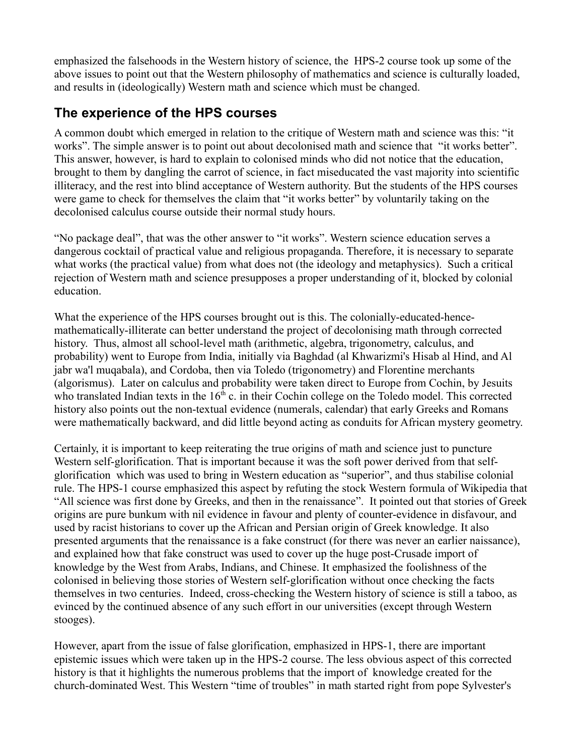emphasized the falsehoods in the Western history of science, the HPS-2 course took up some of the above issues to point out that the Western philosophy of mathematics and science is culturally loaded, and results in (ideologically) Western math and science which must be changed.

## The experience of the HPS courses

A common doubt which emerged in relation to the critique of Western math and science was this: "it works". The simple answer is to point out about decolonised math and science that "it works better". This answer, however, is hard to explain to colonised minds who did not notice that the education, brought to them by dangling the carrot of science, in fact miseducated the vast majority into scientific illiteracy, and the rest into blind acceptance of Western authority. But the students of the HPS courses were game to check for themselves the claim that "it works better" by voluntarily taking on the decolonised calculus course outside their normal study hours.

"No package deal", that was the other answer to "it works". Western science education serves a dangerous cocktail of practical value and religious propaganda. Therefore, it is necessary to separate what works (the practical value) from what does not (the ideology and metaphysics). Such a critical rejection of Western math and science presupposes a proper understanding of it, blocked by colonial education.

What the experience of the HPS courses brought out is this. The colonially-educated-hence-mathematically-illiterate can better understand the project of decolonising math through corrected history. Thus, almost all school-level math (arithmetic, algebra, trigonometry, calculus, and probability) went to Europe from India, initially via Baghdad (al Khwarizmi's Hisab al Hind, and Al jabr wa'l muqabala), and Cordoba, then via Toledo (trigonometry) and Florentine merchants (algorismus). Later on calculus and probability were taken direct to Europe from Cochin, by Jesuits who translated Indian texts in the 16th c. in their Cochin college on the Toledo model. This corrected history also points out the non-textual evidence (numerals, calendar) that early Greeks and Romans were mathematically backward, and did little beyond acting as conduits for African mystery geometry.

Certainly, it is important to keep reiterating the true origins of math and science just to puncture Western self-glorification. That is important because it was the soft power derived from that self-glorification which was used to bring in Western education as "superior", and thus stabilise colonial rule. The HPS-1 course emphasized this aspect by refuting the stock Western formula of Wikipedia that "All science was first done by Greeks, and then in the renaissance". It pointed out that stories of Greek origins are pure bunkum with nil evidence in favour and plenty of counter-evidence in disfavour, and used by racist historians to cover up the African and Persian origin of Greek knowledge. It also presented arguments that the renaissance is a fake construct (for there was never an earlier naissance), and explained how that fake construct was used to cover up the huge post-Crusade import of knowledge by the West from Arabs, Indians, and Chinese. It emphasized the foolishness of the colonised in believing those stories of Western self-glorification without once checking the facts themselves in two centuries. Indeed, cross-checking the Western history of science is still a taboo, as evinced by the continued absence of any such effort in our universities (except through Western stooges).

However, apart from the issue of false glorification, emphasized in HPS-1, there are important epistemic issues which were taken up in the HPS-2 course. The less obvious aspect of this corrected history is that it highlights the numerous problems that the import of knowledge created for the church-dominated West. This Western "time of troubles" in math started right from pope Sylvester's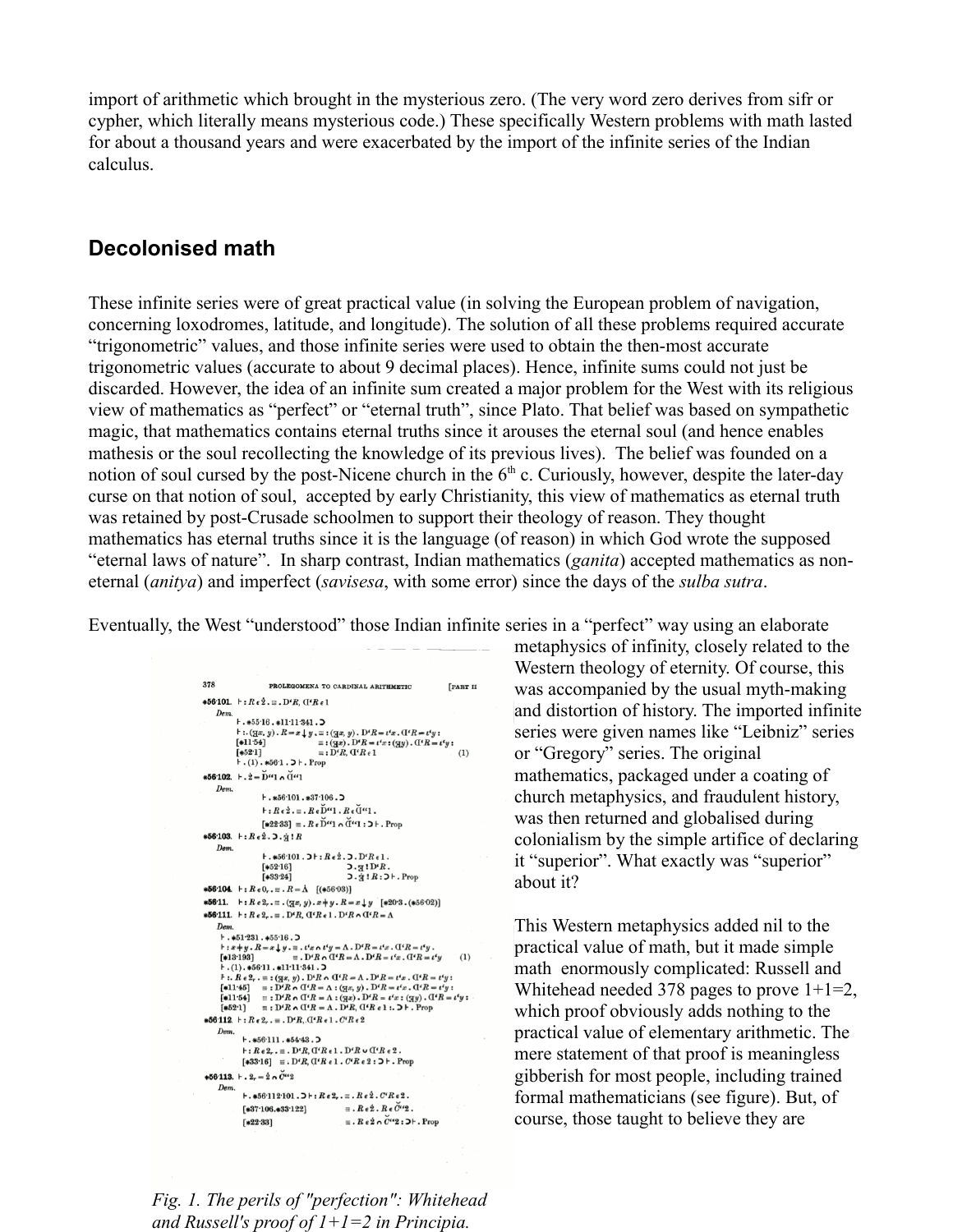import of arithmetic which brought in the mysterious zero. (The very word zero derives from sifr or cypher, which literally means mysterious code.) These specifically Western problems with math lasted for about a thousand years and were exacerbated by the import of the infinite series of the Indian calculus.

## Decolonised math

These infinite series were of great practical value (in solving the European problem of navigation, concerning loxodromes, latitude, and longitude). The solution of all these problems required accurate "trigonometric" values, and those infinite series were used to obtain the then-most accurate trigonometric values (accurate to about 9 decimal places). Hence, infinite sums could not just be discarded. However, the idea of an infinite sum created a major problem for the West with its religious view of mathematics as "perfect" or "eternal truth", since Plato. That belief was based on sympathetic magic, that mathematics contains eternal truths since it arouses the eternal soul (and hence enables mathesis or the soul recollecting the knowledge of its previous lives). The belief was founded on a notion of soul cursed by the post-Nicene church in the 6th c. Curiously, however, despite the later-day curse on that notion of soul, accepted by early Christianity, this view of mathematics as eternal truth was retained by post-Crusade schoolmen to support their theology of reason. They thought mathematics has eternal truths since it is the language (of reason) in which God wrote the supposed "eternal laws of nature". In sharp contrast, Indian mathematics (*ganita*) accepted mathematics as non-eternal (*anitya*) and imperfect (*savisesa*, with some error) since the days of the *sulba sutra*.

Eventually, the West "understood" those Indian infinite series in a "perfect" way using an elaborate metaphysics of infinity, closely related to the Western theology of eternity. Of course, this was accompanied by the usual myth-making and distortion of history. The imported infinite series were given names like "Leibniz" series or "Gregory" series. The original mathematics, packaged under a coating of church metaphysics, and fraudulent history, was then returned and globalised during colonialism by the simple artifice of declaring it "superior". What exactly was "superior" about it?

This Western metaphysics added nil to the practical value of math, but it made simple math enormously complicated: Russell and Whitehead needed 378 pages to prove 1+1=2, which proof obviously adds nothing to the practical value of elementary arithmetic. The mere statement of that proof is meaningless gibberish for most people, including trained formal mathematicians (see figure). But, of course, those taught to believe they are

*Fig. 1. The perils of "perfection": Whitehead and Russell's proof of 1+1=2 in Principia.*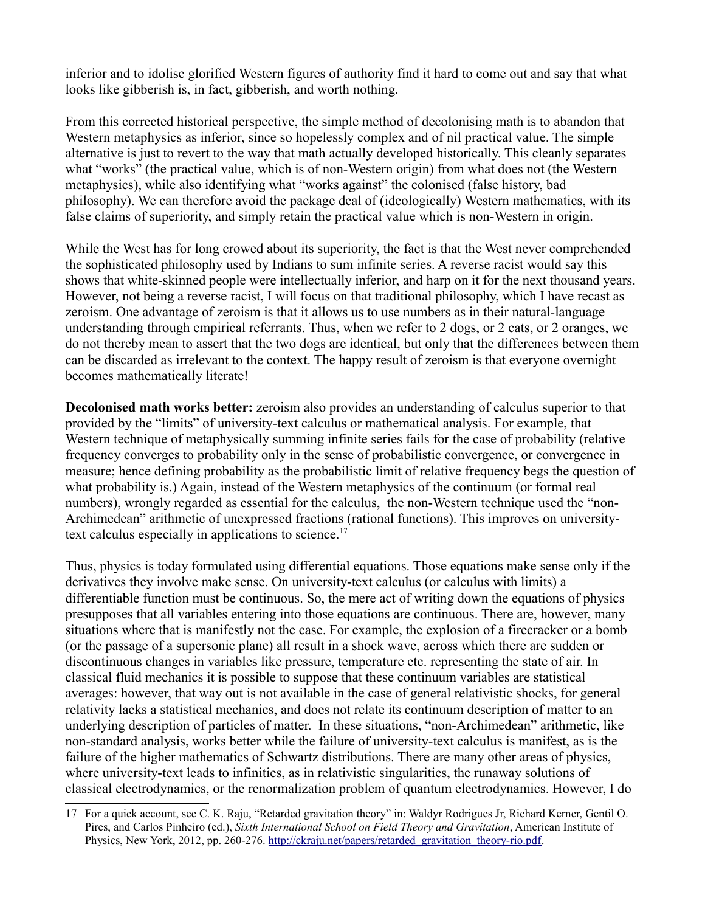inferior and to idolise glorified Western figures of authority find it hard to come out and say that what looks like gibberish is, in fact, gibberish, and worth nothing.

From this corrected historical perspective, the simple method of decolonising math is to abandon that Western metaphysics as inferior, since so hopelessly complex and of nil practical value. The simple alternative is just to revert to the way that math actually developed historically. This cleanly separates what "works" (the practical value, which is of non-Western origin) from what does not (the Western metaphysics), while also identifying what "works against" the colonised (false history, bad philosophy). We can therefore avoid the package deal of (ideologically) Western mathematics, with its false claims of superiority, and simply retain the practical value which is non-Western in origin.

While the West has for long crowed about its superiority, the fact is that the West never comprehended the sophisticated philosophy used by Indians to sum infinite series. A reverse racist would say this shows that white-skinned people were intellectually inferior, and harp on it for the next thousand years. However, not being a reverse racist, I will focus on that traditional philosophy, which I have recast as zeroism. One advantage of zeroism is that it allows us to use numbers as in their natural-language understanding through empirical referrants. Thus, when we refer to 2 dogs, or 2 cats, or 2 oranges, we do not thereby mean to assert that the two dogs are identical, but only that the differences between them can be discarded as irrelevant to the context. The happy result of zeroism is that everyone overnight becomes mathematically literate!

**Decolonised math works better:** zeroism also provides an understanding of calculus superior to that provided by the "limits" of university-text calculus or mathematical analysis. For example, that Western technique of metaphysically summing infinite series fails for the case of probability (relative frequency converges to probability only in the sense of probabilistic convergence, or convergence in measure; hence defining probability as the probabilistic limit of relative frequency begs the question of what probability is.) Again, instead of the Western metaphysics of the continuum (or formal real numbers), wrongly regarded as essential for the calculus, the non-Western technique used the "non-Archimedean" arithmetic of unexpressed fractions (rational functions). This improves on university-text calculus especially in applications to science.[17]

Thus, physics is today formulated using differential equations. Those equations make sense only if the derivatives they involve make sense. On university-text calculus (or calculus with limits) a differentiable function must be continuous. So, the mere act of writing down the equations of physics presupposes that all variables entering into those equations are continuous. There are, however, many situations where that is manifestly not the case. For example, the explosion of a firecracker or a bomb (or the passage of a supersonic plane) all result in a shock wave, across which there are sudden or discontinuous changes in variables like pressure, temperature etc. representing the state of air. In classical fluid mechanics it is possible to suppose that these continuum variables are statistical averages: however, that way out is not available in the case of general relativistic shocks, for general relativity lacks a statistical mechanics, and does not relate its continuum description of matter to an underlying description of particles of matter. In these situations, "non-Archimedean" arithmetic, like non-standard analysis, works better while the failure of university-text calculus is manifest, as is the failure of the higher mathematics of Schwartz distributions. There are many other areas of physics, where university-text leads to infinities, as in relativistic singularities, the runaway solutions of classical electrodynamics, or the renormalization problem of quantum electrodynamics. However, I do

---

17 For a quick account, see C. K. Raju, "Retarded gravitation theory" in: Waldyr Rodrigues Jr, Richard Kerner, Gentil O. Pires, and Carlos Pinheiro (ed.), *Sixth International School on Field Theory and Gravitation*, American Institute of Physics, New York, 2012, pp. 260-276. http://ckraju.net/papers/retarded_gravitation_theory-rio.pdf.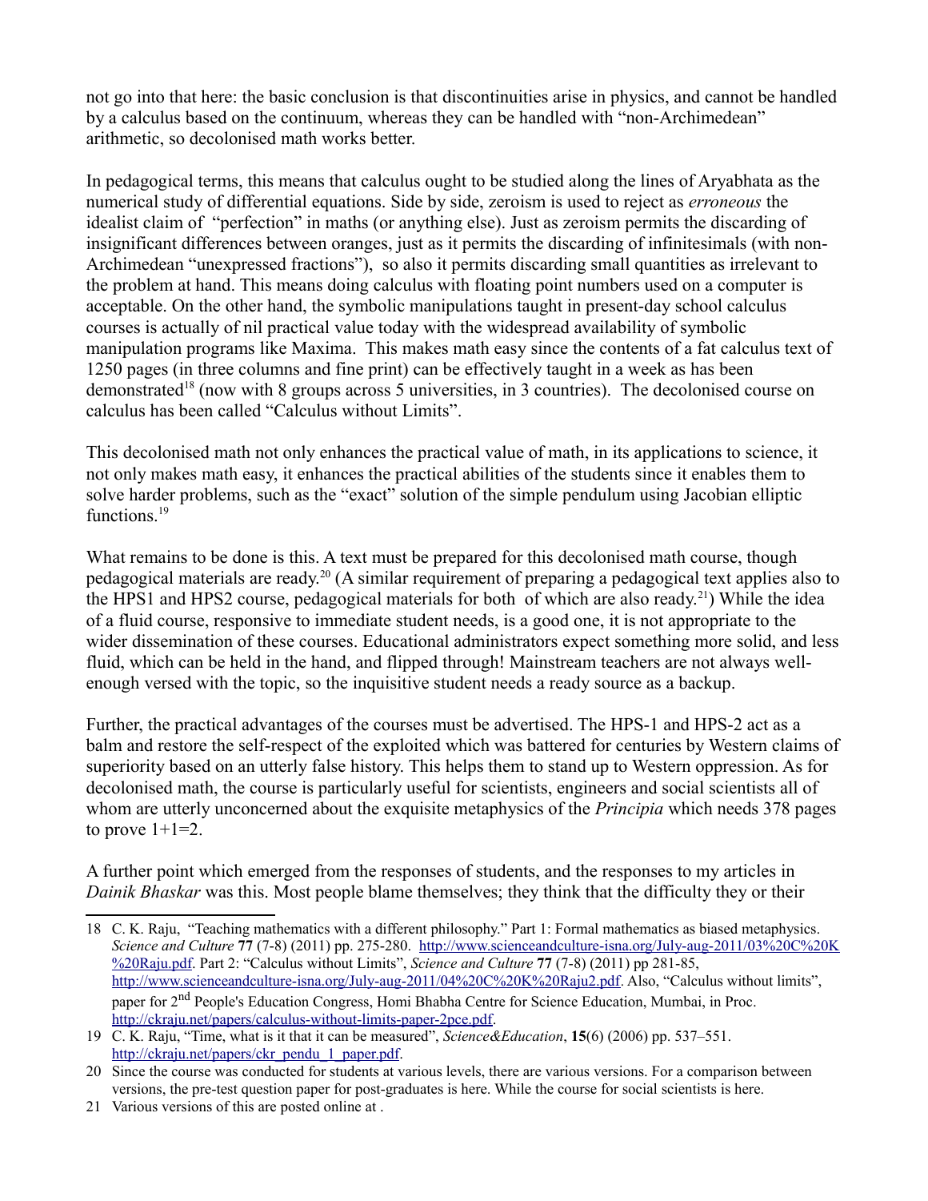not go into that here: the basic conclusion is that discontinuities arise in physics, and cannot be handled by a calculus based on the continuum, whereas they can be handled with "non-Archimedean" arithmetic, so decolonised math works better.

In pedagogical terms, this means that calculus ought to be studied along the lines of Aryabhata as the numerical study of differential equations. Side by side, zeroism is used to reject as *erroneous* the idealist claim of "perfection" in maths (or anything else). Just as zeroism permits the discarding of insignificant differences between oranges, just as it permits the discarding of infinitesimals (with non-Archimedean "unexpressed fractions"), so also it permits discarding small quantities as irrelevant to the problem at hand. This means doing calculus with floating point numbers used on a computer is acceptable. On the other hand, the symbolic manipulations taught in present-day school calculus courses is actually of nil practical value today with the widespread availability of symbolic manipulation programs like Maxima. This makes math easy since the contents of a fat calculus text of 1250 pages (in three columns and fine print) can be effectively taught in a week as has been demonstrated[18] (now with 8 groups across 5 universities, in 3 countries). The decolonised course on calculus has been called "Calculus without Limits".

This decolonised math not only enhances the practical value of math, in its applications to science, it not only makes math easy, it enhances the practical abilities of the students since it enables them to solve harder problems, such as the "exact" solution of the simple pendulum using Jacobian elliptic functions.[19]

What remains to be done is this. A text must be prepared for this decolonised math course, though pedagogical materials are ready.[20] (A similar requirement of preparing a pedagogical text applies also to the HPS1 and HPS2 course, pedagogical materials for both of which are also ready.[21]) While the idea of a fluid course, responsive to immediate student needs, is a good one, it is not appropriate to the wider dissemination of these courses. Educational administrators expect something more solid, and less fluid, which can be held in the hand, and flipped through! Mainstream teachers are not always well-enough versed with the topic, so the inquisitive student needs a ready source as a backup.

Further, the practical advantages of the courses must be advertised. The HPS-1 and HPS-2 act as a balm and restore the self-respect of the exploited which was battered for centuries by Western claims of superiority based on an utterly false history. This helps them to stand up to Western oppression. As for decolonised math, the course is particularly useful for scientists, engineers and social scientists all of whom are utterly unconcerned about the exquisite metaphysics of the *Principia* which needs 378 pages to prove 1+1=2.

A further point which emerged from the responses of students, and the responses to my articles in *Dainik Bhaskar* was this. Most people blame themselves; they think that the difficulty they or their

---

18 C. K. Raju, "Teaching mathematics with a different philosophy." Part 1: Formal mathematics as biased metaphysics. *Science and Culture* **77** (7-8) (2011) pp. 275-280. http://www.scienceandculture-isna.org/July-aug-2011/03%20C%20K%20Raju.pdf. Part 2: "Calculus without Limits", *Science and Culture* **77** (7-8) (2011) pp 281-85, http://www.scienceandculture-isna.org/July-aug-2011/04%20C%20K%20Raju2.pdf. Also, "Calculus without limits", paper for 2nd People's Education Congress, Homi Bhabha Centre for Science Education, Mumbai, in Proc. http://ckraju.net/papers/calculus-without-limits-paper-2pce.pdf.

19 C. K. Raju, "Time, what is it that it can be measured", *Science&Education*, **15**(6) (2006) pp. 537–551. http://ckraju.net/papers/ckr_pendu_1_paper.pdf.

20 Since the course was conducted for students at various levels, there are various versions. For a comparison between versions, the pre-test question paper for post-graduates is here. While the course for social scientists is here.

21 Various versions of this are posted online at .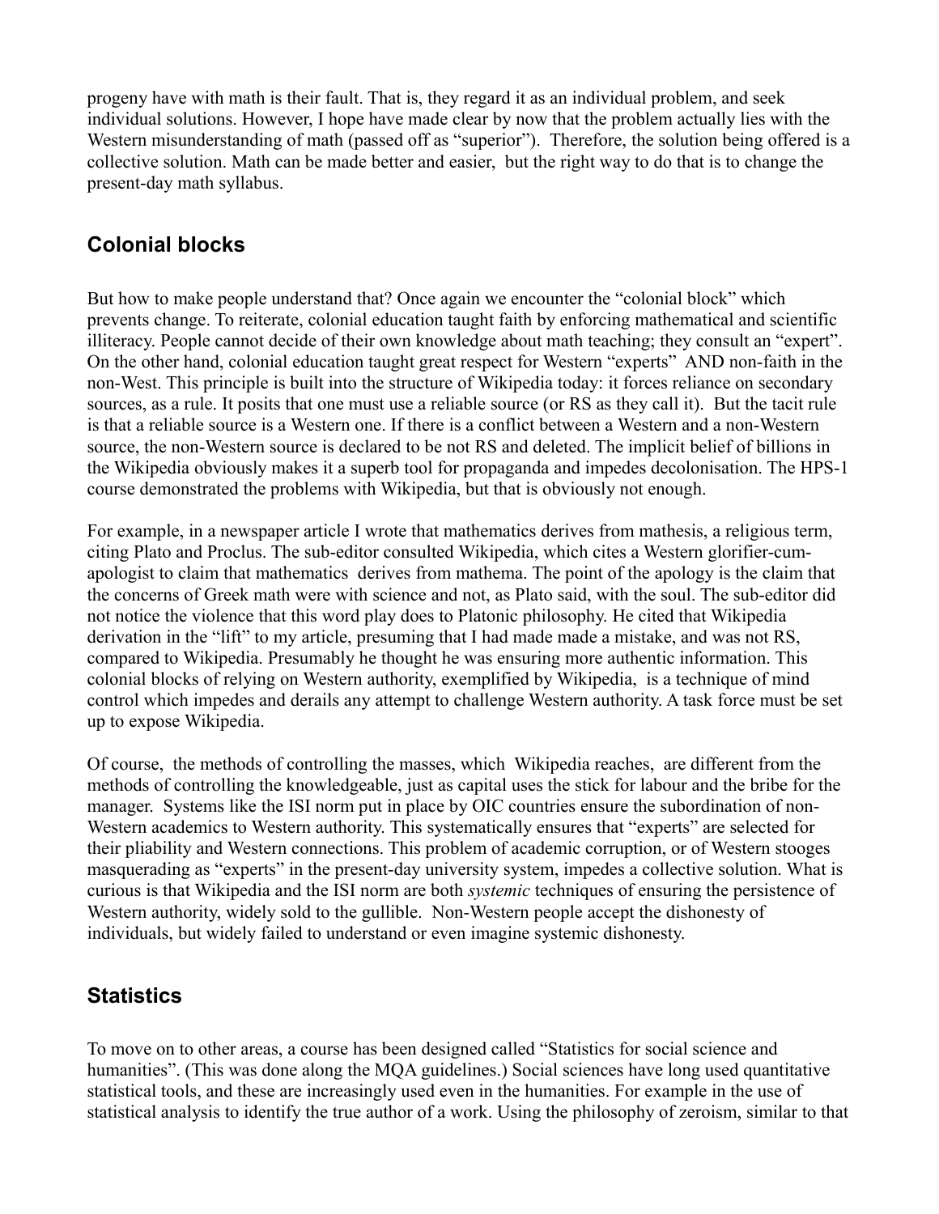progeny have with math is their fault. That is, they regard it as an individual problem, and seek individual solutions. However, I hope have made clear by now that the problem actually lies with the Western misunderstanding of math (passed off as "superior"). Therefore, the solution being offered is a collective solution. Math can be made better and easier, but the right way to do that is to change the present-day math syllabus.

## Colonial blocks

But how to make people understand that? Once again we encounter the "colonial block" which prevents change. To reiterate, colonial education taught faith by enforcing mathematical and scientific illiteracy. People cannot decide of their own knowledge about math teaching; they consult an "expert". On the other hand, colonial education taught great respect for Western "experts" AND non-faith in the non-West. This principle is built into the structure of Wikipedia today: it forces reliance on secondary sources, as a rule. It posits that one must use a reliable source (or RS as they call it). But the tacit rule is that a reliable source is a Western one. If there is a conflict between a Western and a non-Western source, the non-Western source is declared to be not RS and deleted. The implicit belief of billions in the Wikipedia obviously makes it a superb tool for propaganda and impedes decolonisation. The HPS-1 course demonstrated the problems with Wikipedia, but that is obviously not enough.

For example, in a newspaper article I wrote that mathematics derives from mathesis, a religious term, citing Plato and Proclus. The sub-editor consulted Wikipedia, which cites a Western glorifier-cum-apologist to claim that mathematics derives from mathema. The point of the apology is the claim that the concerns of Greek math were with science and not, as Plato said, with the soul. The sub-editor did not notice the violence that this word play does to Platonic philosophy. He cited that Wikipedia derivation in the "lift" to my article, presuming that I had made made a mistake, and was not RS, compared to Wikipedia. Presumably he thought he was ensuring more authentic information. This colonial blocks of relying on Western authority, exemplified by Wikipedia, is a technique of mind control which impedes and derails any attempt to challenge Western authority. A task force must be set up to expose Wikipedia.

Of course, the methods of controlling the masses, which Wikipedia reaches, are different from the methods of controlling the knowledgeable, just as capital uses the stick for labour and the bribe for the manager. Systems like the ISI norm put in place by OIC countries ensure the subordination of non-Western academics to Western authority. This systematically ensures that "experts" are selected for their pliability and Western connections. This problem of academic corruption, or of Western stooges masquerading as "experts" in the present-day university system, impedes a collective solution. What is curious is that Wikipedia and the ISI norm are both *systemic* techniques of ensuring the persistence of Western authority, widely sold to the gullible. Non-Western people accept the dishonesty of individuals, but widely failed to understand or even imagine systemic dishonesty.

## Statistics

To move on to other areas, a course has been designed called "Statistics for social science and humanities". (This was done along the MQA guidelines.) Social sciences have long used quantitative statistical tools, and these are increasingly used even in the humanities. For example in the use of statistical analysis to identify the true author of a work. Using the philosophy of zeroism, similar to that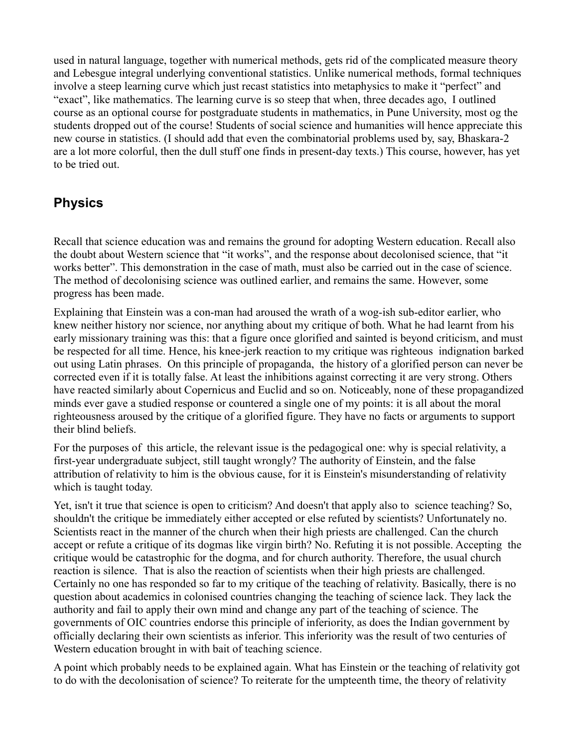used in natural language, together with numerical methods, gets rid of the complicated measure theory and Lebesgue integral underlying conventional statistics. Unlike numerical methods, formal techniques involve a steep learning curve which just recast statistics into metaphysics to make it "perfect" and "exact", like mathematics. The learning curve is so steep that when, three decades ago, I outlined course as an optional course for postgraduate students in mathematics, in Pune University, most og the students dropped out of the course! Students of social science and humanities will hence appreciate this new course in statistics. (I should add that even the combinatorial problems used by, say, Bhaskara-2 are a lot more colorful, then the dull stuff one finds in present-day texts.) This course, however, has yet to be tried out.

## Physics

Recall that science education was and remains the ground for adopting Western education. Recall also the doubt about Western science that "it works", and the response about decolonised science, that "it works better". This demonstration in the case of math, must also be carried out in the case of science. The method of decolonising science was outlined earlier, and remains the same. However, some progress has been made.

Explaining that Einstein was a con-man had aroused the wrath of a wog-ish sub-editor earlier, who knew neither history nor science, nor anything about my critique of both. What he had learnt from his early missionary training was this: that a figure once glorified and sainted is beyond criticism, and must be respected for all time. Hence, his knee-jerk reaction to my critique was righteous indignation barked out using Latin phrases. On this principle of propaganda, the history of a glorified person can never be corrected even if it is totally false. At least the inhibitions against correcting it are very strong. Others have reacted similarly about Copernicus and Euclid and so on. Noticeably, none of these propagandized minds ever gave a studied response or countered a single one of my points: it is all about the moral righteousness aroused by the critique of a glorified figure. They have no facts or arguments to support their blind beliefs.

For the purposes of this article, the relevant issue is the pedagogical one: why is special relativity, a first-year undergraduate subject, still taught wrongly? The authority of Einstein, and the false attribution of relativity to him is the obvious cause, for it is Einstein's misunderstanding of relativity which is taught today.

Yet, isn't it true that science is open to criticism? And doesn't that apply also to science teaching? So, shouldn't the critique be immediately either accepted or else refuted by scientists? Unfortunately no. Scientists react in the manner of the church when their high priests are challenged. Can the church accept or refute a critique of its dogmas like virgin birth? No. Refuting it is not possible. Accepting the critique would be catastrophic for the dogma, and for church authority. Therefore, the usual church reaction is silence. That is also the reaction of scientists when their high priests are challenged. Certainly no one has responded so far to my critique of the teaching of relativity. Basically, there is no question about academics in colonised countries changing the teaching of science lack. They lack the authority and fail to apply their own mind and change any part of the teaching of science. The governments of OIC countries endorse this principle of inferiority, as does the Indian government by officially declaring their own scientists as inferior. This inferiority was the result of two centuries of Western education brought in with bait of teaching science.

A point which probably needs to be explained again. What has Einstein or the teaching of relativity got to do with the decolonisation of science? To reiterate for the umpteenth time, the theory of relativity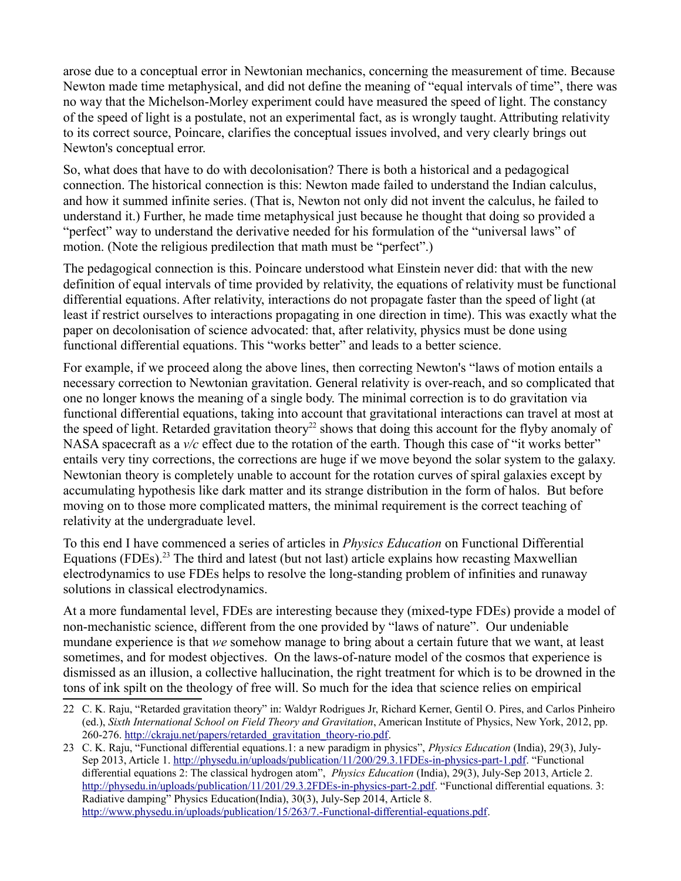arose due to a conceptual error in Newtonian mechanics, concerning the measurement of time. Because Newton made time metaphysical, and did not define the meaning of "equal intervals of time", there was no way that the Michelson-Morley experiment could have measured the speed of light. The constancy of the speed of light is a postulate, not an experimental fact, as is wrongly taught. Attributing relativity to its correct source, Poincare, clarifies the conceptual issues involved, and very clearly brings out Newton's conceptual error.

So, what does that have to do with decolonisation? There is both a historical and a pedagogical connection. The historical connection is this: Newton made failed to understand the Indian calculus, and how it summed infinite series. (That is, Newton not only did not invent the calculus, he failed to understand it.) Further, he made time metaphysical just because he thought that doing so provided a "perfect" way to understand the derivative needed for his formulation of the "universal laws" of motion. (Note the religious predilection that math must be "perfect".)

The pedagogical connection is this. Poincare understood what Einstein never did: that with the new definition of equal intervals of time provided by relativity, the equations of relativity must be functional differential equations. After relativity, interactions do not propagate faster than the speed of light (at least if restrict ourselves to interactions propagating in one direction in time). This was exactly what the paper on decolonisation of science advocated: that, after relativity, physics must be done using functional differential equations. This "works better" and leads to a better science.

For example, if we proceed along the above lines, then correcting Newton's "laws of motion entails a necessary correction to Newtonian gravitation. General relativity is over-reach, and so complicated that one no longer knows the meaning of a single body. The minimal correction is to do gravitation via functional differential equations, taking into account that gravitational interactions can travel at most at the speed of light. Retarded gravitation theory[22] shows that doing this account for the flyby anomaly of NASA spacecraft as a $v/c$ effect due to the rotation of the earth. Though this case of "it works better" entails very tiny corrections, the corrections are huge if we move beyond the solar system to the galaxy. Newtonian theory is completely unable to account for the rotation curves of spiral galaxies except by accumulating hypothesis like dark matter and its strange distribution in the form of halos. But before moving on to those more complicated matters, the minimal requirement is the correct teaching of relativity at the undergraduate level.

To this end I have commenced a series of articles in *Physics Education* on Functional Differential Equations (FDEs).[23] The third and latest (but not last) article explains how recasting Maxwellian electrodynamics to use FDEs helps to resolve the long-standing problem of infinities and runaway solutions in classical electrodynamics.

At a more fundamental level, FDEs are interesting because they (mixed-type FDEs) provide a model of non-mechanistic science, different from the one provided by "laws of nature". Our undeniable mundane experience is that *we* somehow manage to bring about a certain future that we want, at least sometimes, and for modest objectives. On the laws-of-nature model of the cosmos that experience is dismissed as an illusion, a collective hallucination, the right treatment for which is to be drowned in the tons of ink spilt on the theology of free will. So much for the idea that science relies on empirical

---

22 C. K. Raju, "Retarded gravitation theory" in: Waldyr Rodrigues Jr, Richard Kerner, Gentil O. Pires, and Carlos Pinheiro (ed.), *Sixth International School on Field Theory and Gravitation*, American Institute of Physics, New York, 2012, pp. 260-276. http://ckraju.net/papers/retarded_gravitation_theory-rio.pdf.

23 C. K. Raju, "Functional differential equations.1: a new paradigm in physics", *Physics Education* (India), 29(3), July-Sep 2013, Article 1. http://physedu.in/uploads/publication/11/200/29.3.1FDEs-in-physics-part-1.pdf. "Functional differential equations 2: The classical hydrogen atom", *Physics Education* (India), 29(3), July-Sep 2013, Article 2. http://physedu.in/uploads/publication/11/201/29.3.2FDEs-in-physics-part-2.pdf. "Functional differential equations. 3: Radiative damping" Physics Education(India), 30(3), July-Sep 2014, Article 8. http://www.physedu.in/uploads/publication/15/263/7.-Functional-differential-equations.pdf.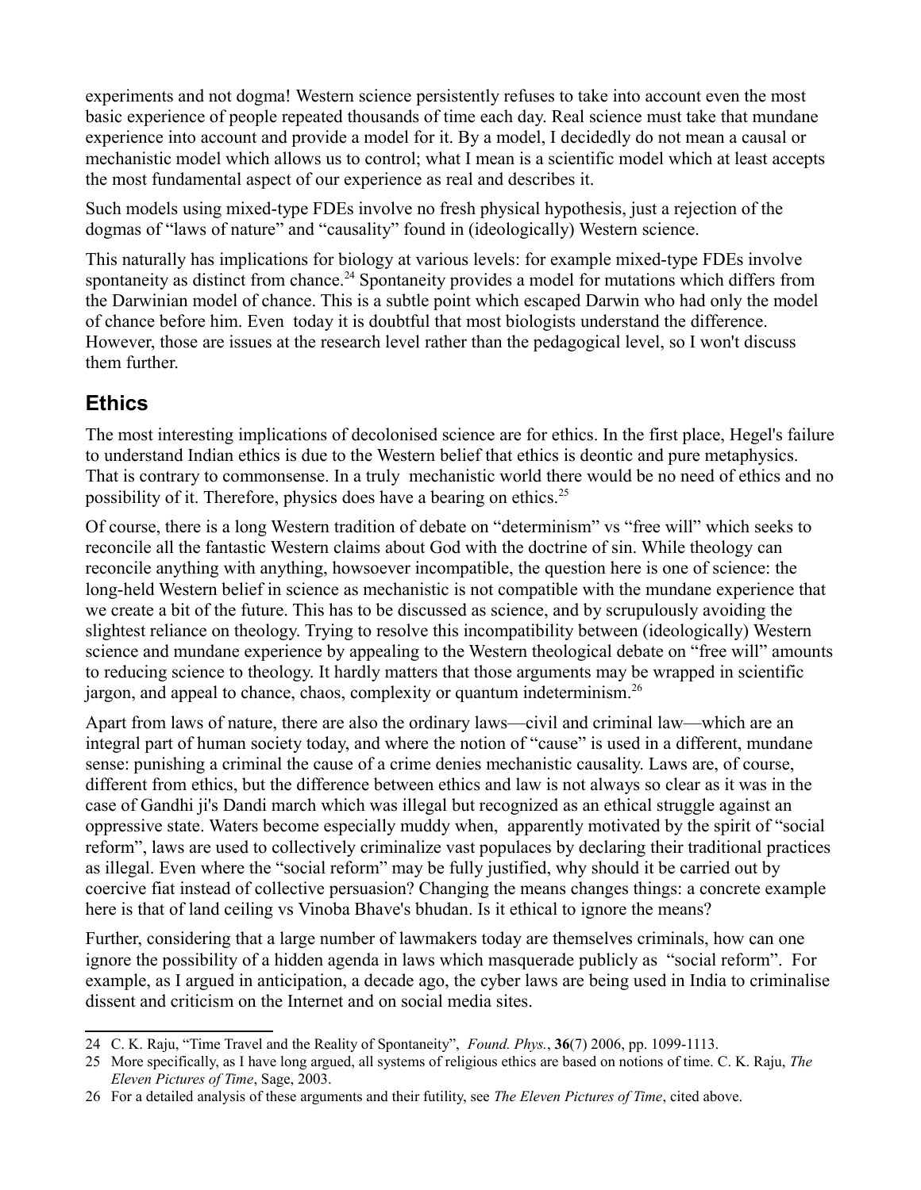experiments and not dogma! Western science persistently refuses to take into account even the most basic experience of people repeated thousands of time each day. Real science must take that mundane experience into account and provide a model for it. By a model, I decidedly do not mean a causal or mechanistic model which allows us to control; what I mean is a scientific model which at least accepts the most fundamental aspect of our experience as real and describes it.

Such models using mixed-type FDEs involve no fresh physical hypothesis, just a rejection of the dogmas of "laws of nature" and "causality" found in (ideologically) Western science.

This naturally has implications for biology at various levels: for example mixed-type FDEs involve spontaneity as distinct from chance.[24] Spontaneity provides a model for mutations which differs from the Darwinian model of chance. This is a subtle point which escaped Darwin who had only the model of chance before him. Even today it is doubtful that most biologists understand the difference. However, those are issues at the research level rather than the pedagogical level, so I won't discuss them further.

## Ethics

The most interesting implications of decolonised science are for ethics. In the first place, Hegel's failure to understand Indian ethics is due to the Western belief that ethics is deontic and pure metaphysics. That is contrary to commonsense. In a truly mechanistic world there would be no need of ethics and no possibility of it. Therefore, physics does have a bearing on ethics.[25]

Of course, there is a long Western tradition of debate on "determinism" vs "free will" which seeks to reconcile all the fantastic Western claims about God with the doctrine of sin. While theology can reconcile anything with anything, howsoever incompatible, the question here is one of science: the long-held Western belief in science as mechanistic is not compatible with the mundane experience that we create a bit of the future. This has to be discussed as science, and by scrupulously avoiding the slightest reliance on theology. Trying to resolve this incompatibility between (ideologically) Western science and mundane experience by appealing to the Western theological debate on "free will" amounts to reducing science to theology. It hardly matters that those arguments may be wrapped in scientific jargon, and appeal to chance, chaos, complexity or quantum indeterminism.[26]

Apart from laws of nature, there are also the ordinary laws—civil and criminal law—which are an integral part of human society today, and where the notion of "cause" is used in a different, mundane sense: punishing a criminal the cause of a crime denies mechanistic causality. Laws are, of course, different from ethics, but the difference between ethics and law is not always so clear as it was in the case of Gandhi ji's Dandi march which was illegal but recognized as an ethical struggle against an oppressive state. Waters become especially muddy when, apparently motivated by the spirit of "social reform", laws are used to collectively criminalize vast populaces by declaring their traditional practices as illegal. Even where the "social reform" may be fully justified, why should it be carried out by coercive fiat instead of collective persuasion? Changing the means changes things: a concrete example here is that of land ceiling vs Vinoba Bhave's bhudan. Is it ethical to ignore the means?

Further, considering that a large number of lawmakers today are themselves criminals, how can one ignore the possibility of a hidden agenda in laws which masquerade publicly as "social reform". For example, as I argued in anticipation, a decade ago, the cyber laws are being used in India to criminalise dissent and criticism on the Internet and on social media sites.

---

24 C. K. Raju, "Time Travel and the Reality of Spontaneity", *Found. Phys.*, **36**(7) 2006, pp. 1099-1113.

25 More specifically, as I have long argued, all systems of religious ethics are based on notions of time. C. K. Raju, *The Eleven Pictures of Time*, Sage, 2003.

26 For a detailed analysis of these arguments and their futility, see *The Eleven Pictures of Time*, cited above.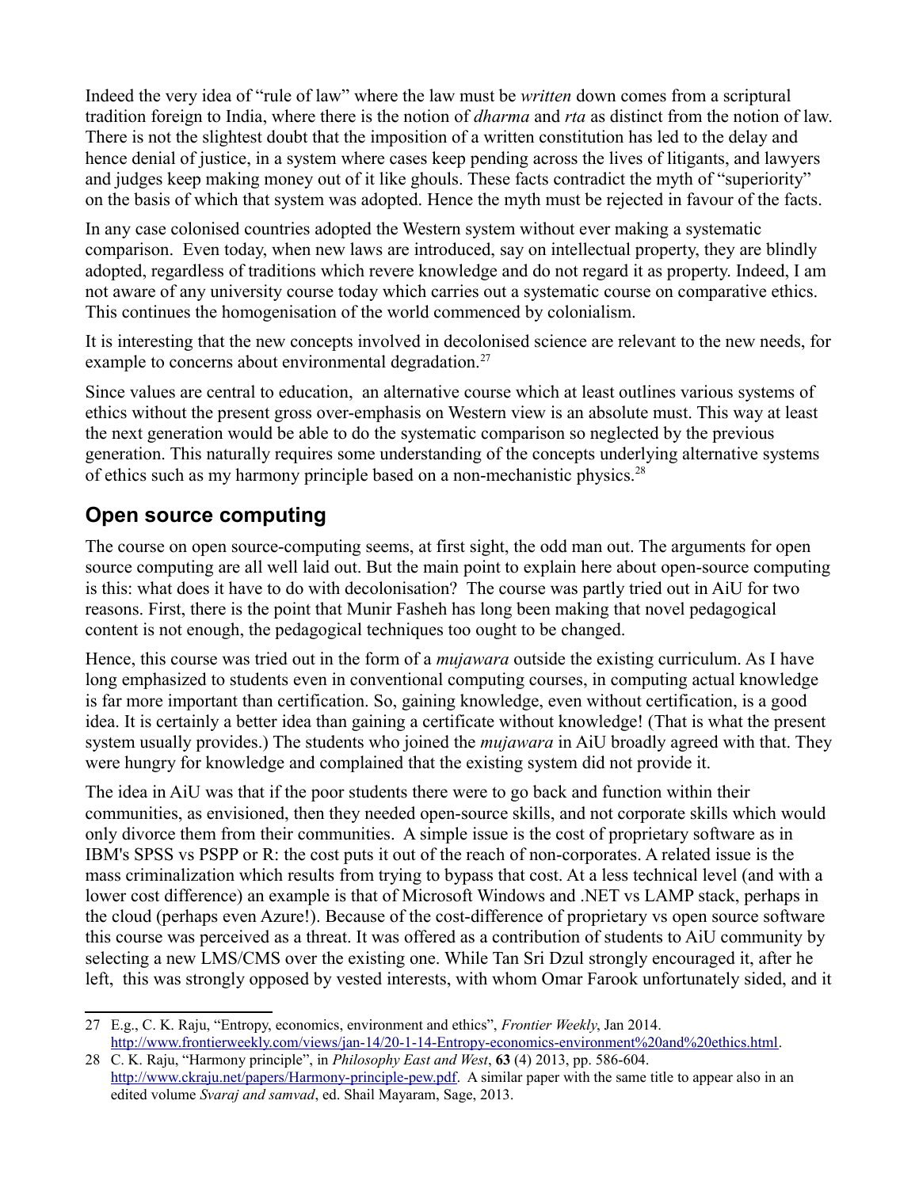Indeed the very idea of "rule of law" where the law must be *written* down comes from a scriptural tradition foreign to India, where there is the notion of *dharma* and *rta* as distinct from the notion of law. There is not the slightest doubt that the imposition of a written constitution has led to the delay and hence denial of justice, in a system where cases keep pending across the lives of litigants, and lawyers and judges keep making money out of it like ghouls. These facts contradict the myth of "superiority" on the basis of which that system was adopted. Hence the myth must be rejected in favour of the facts.

In any case colonised countries adopted the Western system without ever making a systematic comparison. Even today, when new laws are introduced, say on intellectual property, they are blindly adopted, regardless of traditions which revere knowledge and do not regard it as property. Indeed, I am not aware of any university course today which carries out a systematic course on comparative ethics. This continues the homogenisation of the world commenced by colonialism.

It is interesting that the new concepts involved in decolonised science are relevant to the new needs, for example to concerns about environmental degradation.[27]

Since values are central to education, an alternative course which at least outlines various systems of ethics without the present gross over-emphasis on Western view is an absolute must. This way at least the next generation would be able to do the systematic comparison so neglected by the previous generation. This naturally requires some understanding of the concepts underlying alternative systems of ethics such as my harmony principle based on a non-mechanistic physics.[28]

## Open source computing

The course on open source-computing seems, at first sight, the odd man out. The arguments for open source computing are all well laid out. But the main point to explain here about open-source computing is this: what does it have to do with decolonisation? The course was partly tried out in AiU for two reasons. First, there is the point that Munir Fasheh has long been making that novel pedagogical content is not enough, the pedagogical techniques too ought to be changed.

Hence, this course was tried out in the form of a *mujawara* outside the existing curriculum. As I have long emphasized to students even in conventional computing courses, in computing actual knowledge is far more important than certification. So, gaining knowledge, even without certification, is a good idea. It is certainly a better idea than gaining a certificate without knowledge! (That is what the present system usually provides.) The students who joined the *mujawara* in AiU broadly agreed with that. They were hungry for knowledge and complained that the existing system did not provide it.

The idea in AiU was that if the poor students there were to go back and function within their communities, as envisioned, then they needed open-source skills, and not corporate skills which would only divorce them from their communities. A simple issue is the cost of proprietary software as in IBM's SPSS vs PSPP or R: the cost puts it out of the reach of non-corporates. A related issue is the mass criminalization which results from trying to bypass that cost. At a less technical level (and with a lower cost difference) an example is that of Microsoft Windows and .NET vs LAMP stack, perhaps in the cloud (perhaps even Azure!). Because of the cost-difference of proprietary vs open source software this course was perceived as a threat. It was offered as a contribution of students to AiU community by selecting a new LMS/CMS over the existing one. While Tan Sri Dzul strongly encouraged it, after he left, this was strongly opposed by vested interests, with whom Omar Farook unfortunately sided, and it

---

27 E.g., C. K. Raju, "Entropy, economics, environment and ethics", *Frontier Weekly*, Jan 2014. http://www.frontierweekly.com/views/jan-14/20-1-14-Entropy-economics-environment%20and%20ethics.html.

28 C. K. Raju, "Harmony principle", in *Philosophy East and West*, **63** (4) 2013, pp. 586-604. http://www.ckraju.net/papers/Harmony-principle-pew.pdf. A similar paper with the same title to appear also in an edited volume *Svaraj and samvad*, ed. Shail Mayaram, Sage, 2013.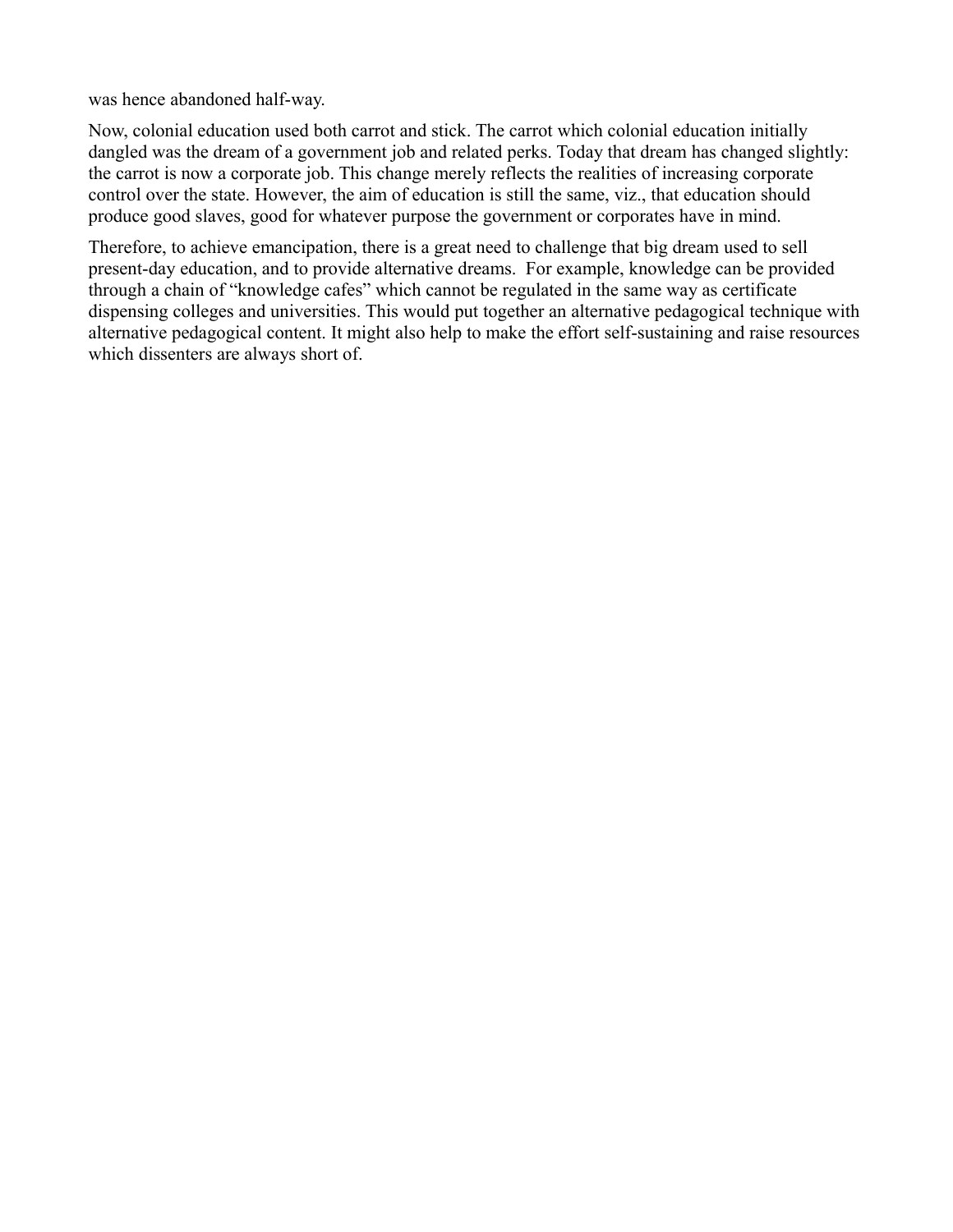was hence abandoned half-way.

Now, colonial education used both carrot and stick. The carrot which colonial education initially dangled was the dream of a government job and related perks. Today that dream has changed slightly: the carrot is now a corporate job. This change merely reflects the realities of increasing corporate control over the state. However, the aim of education is still the same, viz., that education should produce good slaves, good for whatever purpose the government or corporates have in mind.

Therefore, to achieve emancipation, there is a great need to challenge that big dream used to sell present-day education, and to provide alternative dreams. For example, knowledge can be provided through a chain of "knowledge cafes" which cannot be regulated in the same way as certificate dispensing colleges and universities. This would put together an alternative pedagogical technique with alternative pedagogical content. It might also help to make the effort self-sustaining and raise resources which dissenters are always short of.